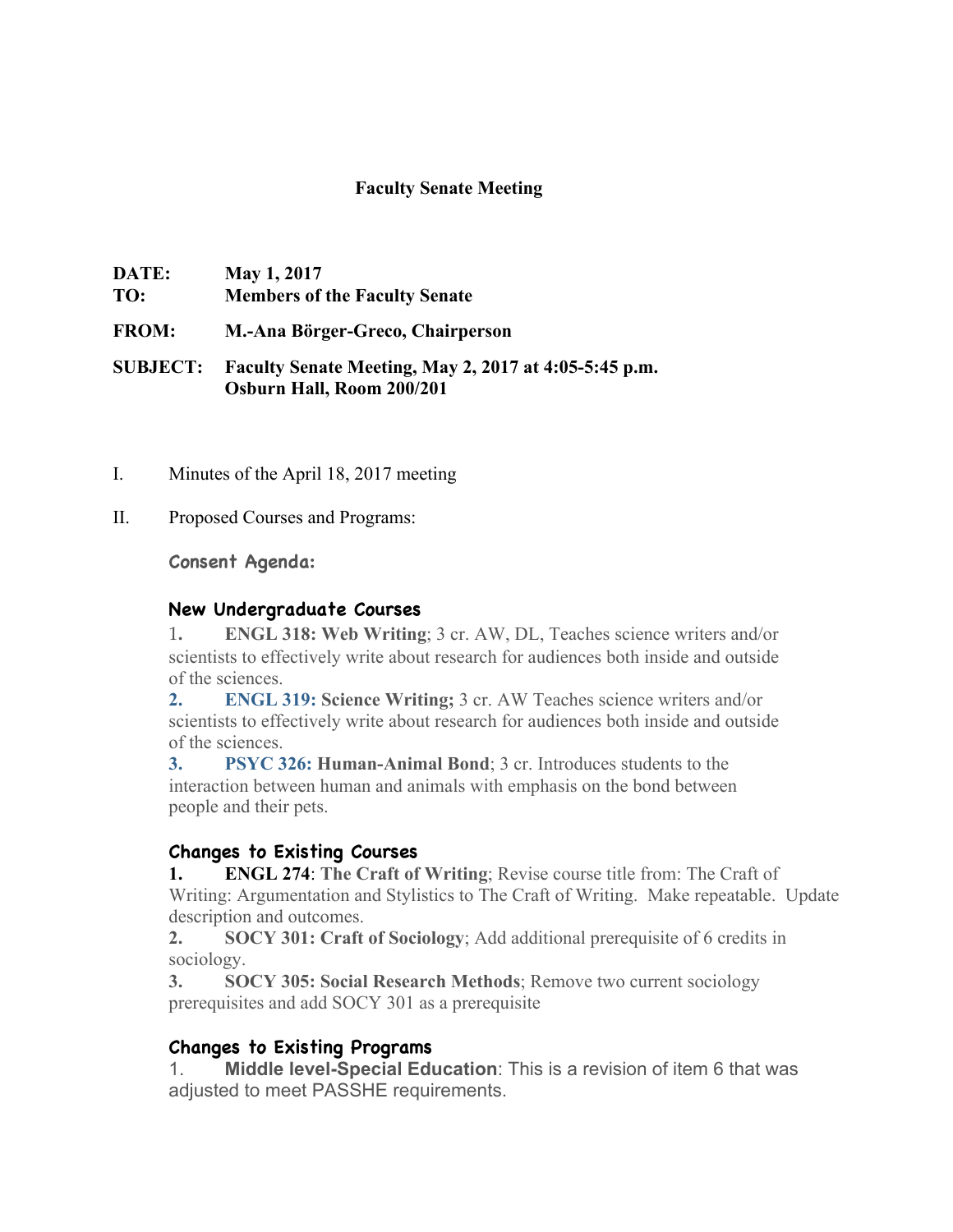**Faculty Senate Meeting**

**DATE:** May 1, 2017

**TO:** Members of the Faculty Senate

**FROM:** M.-Ana Börger-Greco, Chairperson

**SUBJECT:** Faculty Senate Meeting, May 2, 2017 at 4:05-5:45 p.m. Osburn Hall, Room 200/201

I. Minutes of the April 18, 2017 meeting

II. Proposed Courses and Programs:

**Consent Agenda:**

**New Undergraduate Courses**

1. **ENGL 318: Web Writing**; 3 cr. AW, DL, Teaches science writers and/or scientists to effectively write about research for audiences both inside and outside of the sciences.
2. **ENGL 319: Science Writing;** 3 cr. AW Teaches science writers and/or scientists to effectively write about research for audiences both inside and outside of the sciences.
3. **PSYC 326: Human-Animal Bond**; 3 cr. Introduces students to the interaction between human and animals with emphasis on the bond between people and their pets.

**Changes to Existing Courses**

1. **ENGL 274**: **The Craft of Writing**; Revise course title from: The Craft of Writing: Argumentation and Stylistics to The Craft of Writing. Make repeatable. Update description and outcomes.
2. **SOCY 301: Craft of Sociology**; Add additional prerequisite of 6 credits in sociology.
3. **SOCY 305: Social Research Methods**; Remove two current sociology prerequisites and add SOCY 301 as a prerequisite

**Changes to Existing Programs**

1. **Middle level-Special Education**: This is a revision of item 6 that was adjusted to meet PASSHE requirements.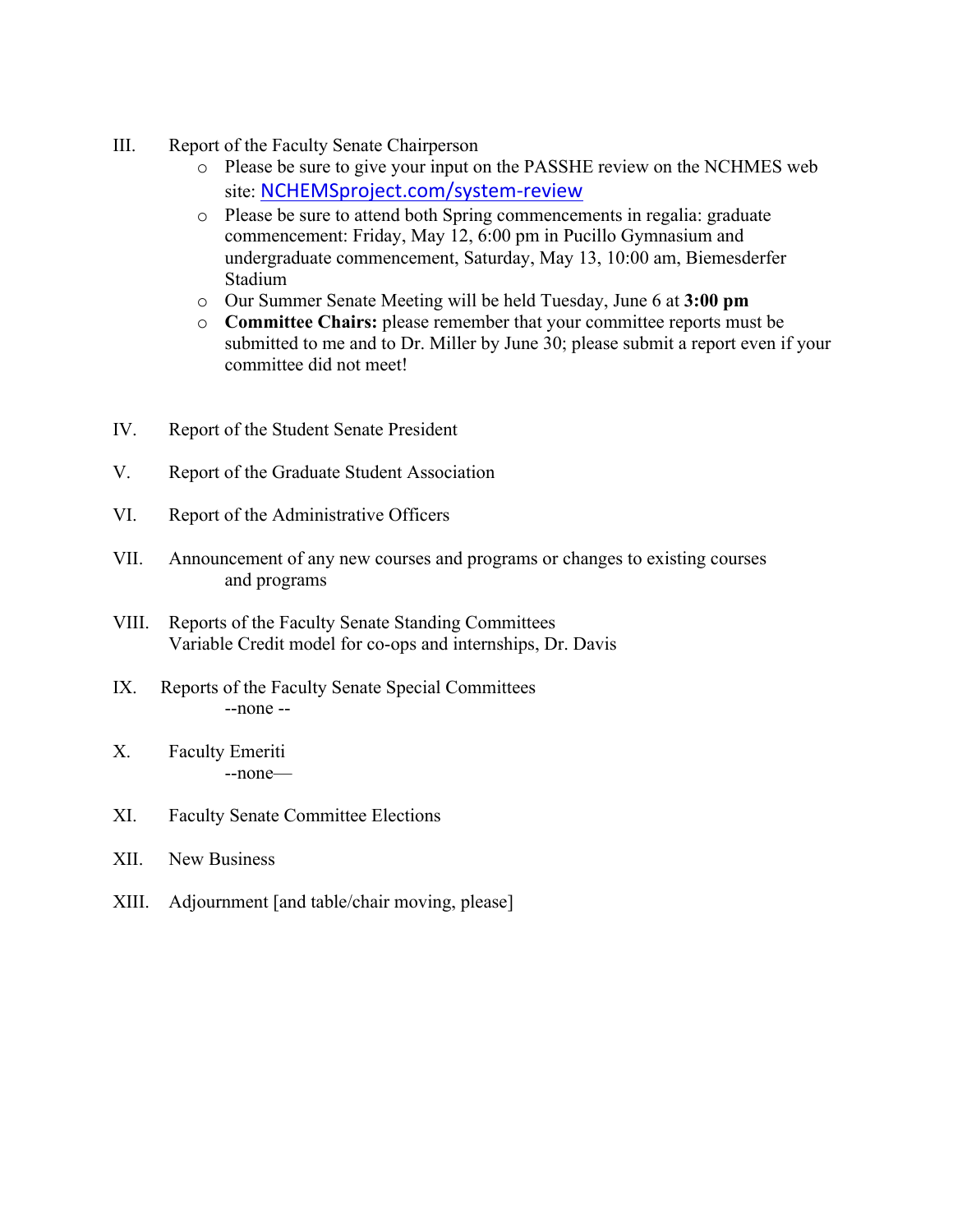III. Report of the Faculty Senate Chairperson
   - Please be sure to give your input on the PASSHE review on the NCHMES web site: NCHEMSproject.com/system-review
   - Please be sure to attend both Spring commencements in regalia: graduate commencement: Friday, May 12, 6:00 pm in Pucillo Gymnasium and undergraduate commencement, Saturday, May 13, 10:00 am, Biemesderfer Stadium
   - Our Summer Senate Meeting will be held Tuesday, June 6 at **3:00 pm**
   - **Committee Chairs:** please remember that your committee reports must be submitted to me and to Dr. Miller by June 30; please submit a report even if your committee did not meet!

IV. Report of the Student Senate President

V. Report of the Graduate Student Association

VI. Report of the Administrative Officers

VII. Announcement of any new courses and programs or changes to existing courses and programs

VIII. Reports of the Faculty Senate Standing Committees
Variable Credit model for co-ops and internships, Dr. Davis

IX. Reports of the Faculty Senate Special Committees
--none --

X. Faculty Emeriti
--none—

XI. Faculty Senate Committee Elections

XII. New Business

XIII. Adjournment [and table/chair moving, please]